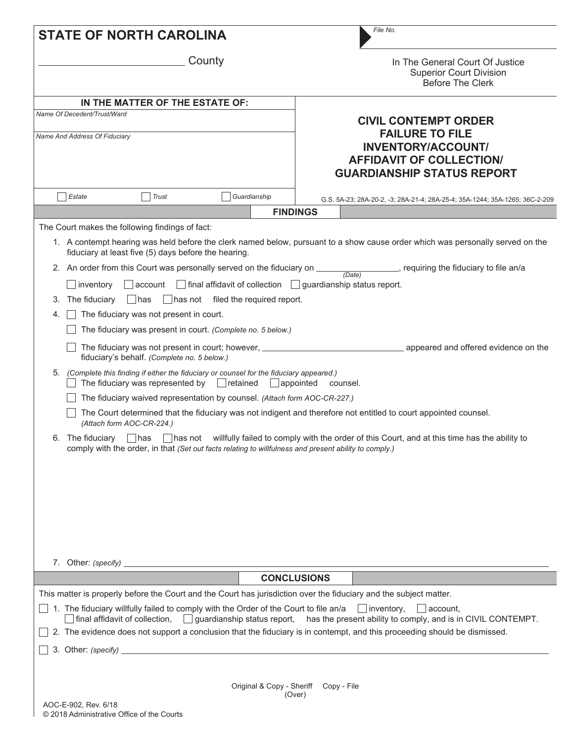**STATE OF NORTH CAROLINA**

_________________________ County

File No.

In The General Court Of Justice
Superior Court Division
Before The Clerk

**IN THE MATTER OF THE ESTATE OF:**

*Name Of Decedent/Trust/Ward*

*Name And Address Of Fiduciary*

☐ *Estate* ☐ *Trust* ☐ *Guardianship*

# CIVIL CONTEMPT ORDER FAILURE TO FILE INVENTORY/ACCOUNT/ AFFIDAVIT OF COLLECTION/ GUARDIANSHIP STATUS REPORT

G.S. 5A-23; 28A-20-2, -3; 28A-21-4; 28A-25-4; 35A-1244; 35A-1265; 36C-2-209

## FINDINGS

The Court makes the following findings of fact:

1. A contempt hearing was held before the clerk named below, pursuant to a show cause order which was personally served on the fiduciary at least five (5) days before the hearing.
2. An order from this Court was personally served on the fiduciary on _______________ *(Date)*, requiring the fiduciary to file an/a
   ☐ inventory ☐ account ☐ final affidavit of collection ☐ guardianship status report.
3. The fiduciary ☐ has ☐ has not filed the required report.
4. ☐ The fiduciary was not present in court.
   ☐ The fiduciary was present in court. *(Complete no. 5 below.)*
   ☐ The fiduciary was not present in court; however, ______________________________ appeared and offered evidence on the fiduciary's behalf. *(Complete no. 5 below.)*
5. *(Complete this finding if either the fiduciary or counsel for the fiduciary appeared.)*
   ☐ The fiduciary was represented by ☐ retained ☐ appointed counsel.
   ☐ The fiduciary waived representation by counsel. *(Attach form AOC-CR-227.)*
   ☐ The Court determined that the fiduciary was not indigent and therefore not entitled to court appointed counsel. *(Attach form AOC-CR-224.)*
6. The fiduciary ☐ has ☐ has not willfully failed to comply with the order of this Court, and at this time has the ability to comply with the order, in that *(Set out facts relating to willfulness and present ability to comply.)*
7. Other: *(specify)* ______________________________

## CONCLUSIONS

This matter is properly before the Court and the Court has jurisdiction over the fiduciary and the subject matter.

☐ 1. The fiduciary willfully failed to comply with the Order of the Court to file an/a ☐ inventory, ☐ account, ☐ final affidavit of collection, ☐ guardianship status report, has the present ability to comply, and is in CIVIL CONTEMPT.

☐ 2. The evidence does not support a conclusion that the fiduciary is in contempt, and this proceeding should be dismissed.

☐ 3. Other: *(specify)* ______________________________

Original & Copy - Sheriff Copy - File
(Over)

AOC-E-902, Rev. 6/18
© 2018 Administrative Office of the Courts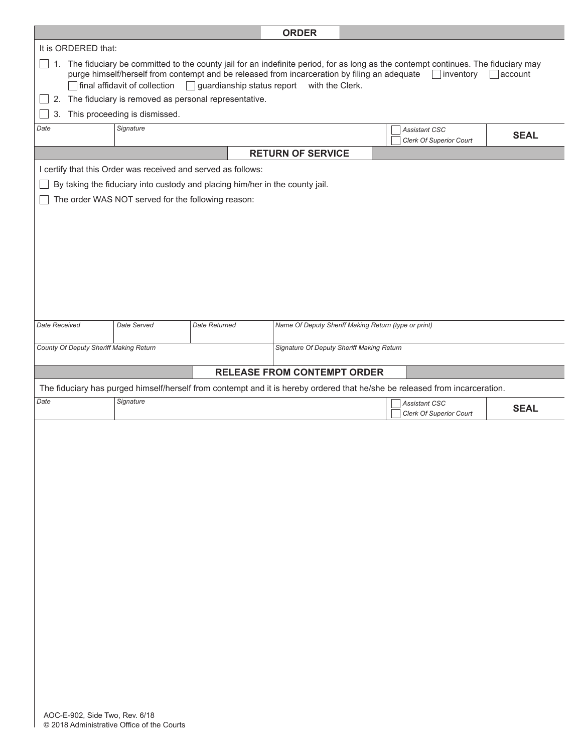## ORDER

It is ORDERED that:

☐ 1. The fiduciary be committed to the county jail for an indefinite period, for as long as the contempt continues. The fiduciary may purge himself/herself from contempt and be released from incarceration by filing an adequate ☐ inventory ☐ account ☐ final affidavit of collection ☐ guardianship status report with the Clerk.

☐ 2. The fiduciary is removed as personal representative.

☐ 3. This proceeding is dismissed.

| Date | Signature | ☐ Assistant CSC ☐ Clerk Of Superior Court | SEAL |
|---|---|---|---|
| | | | |

## RETURN OF SERVICE

I certify that this Order was received and served as follows:

☐ By taking the fiduciary into custody and placing him/her in the county jail.

☐ The order WAS NOT served for the following reason:

| Date Received | Date Served | Date Returned | Name Of Deputy Sheriff Making Return (type or print) |
|---|---|---|---|
| | | | |

| County Of Deputy Sheriff Making Return | Signature Of Deputy Sheriff Making Return |
|---|---|
| | |

## RELEASE FROM CONTEMPT ORDER

The fiduciary has purged himself/herself from contempt and it is hereby ordered that he/she be released from incarceration.

| Date | Signature | ☐ Assistant CSC ☐ Clerk Of Superior Court | SEAL |
|---|---|---|---|
| | | | |

AOC-E-902, Side Two, Rev. 6/18
© 2018 Administrative Office of the Courts